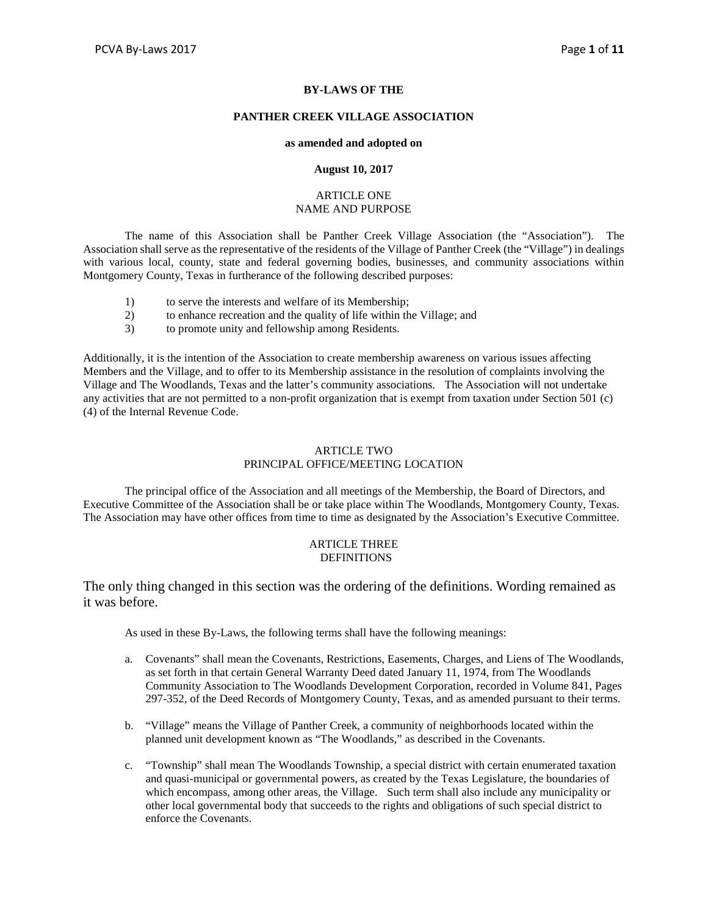# BY-LAWS OF THE

# PANTHER CREEK VILLAGE ASSOCIATION

**as amended and adopted on**

**August 10, 2017**

## ARTICLE ONE
## NAME AND PURPOSE

The name of this Association shall be Panther Creek Village Association (the "Association"). The Association shall serve as the representative of the residents of the Village of Panther Creek (the "Village") in dealings with various local, county, state and federal governing bodies, businesses, and community associations within Montgomery County, Texas in furtherance of the following described purposes:

1) to serve the interests and welfare of its Membership;
2) to enhance recreation and the quality of life within the Village; and
3) to promote unity and fellowship among Residents.

Additionally, it is the intention of the Association to create membership awareness on various issues affecting Members and the Village, and to offer to its Membership assistance in the resolution of complaints involving the Village and The Woodlands, Texas and the latter's community associations. The Association will not undertake any activities that are not permitted to a non-profit organization that is exempt from taxation under Section 501 (c) (4) of the Internal Revenue Code.

## ARTICLE TWO
## PRINCIPAL OFFICE/MEETING LOCATION

The principal office of the Association and all meetings of the Membership, the Board of Directors, and Executive Committee of the Association shall be or take place within The Woodlands, Montgomery County, Texas. The Association may have other offices from time to time as designated by the Association's Executive Committee.

## ARTICLE THREE
## DEFINITIONS

The only thing changed in this section was the ordering of the definitions. Wording remained as it was before.

As used in these By-Laws, the following terms shall have the following meanings:

a. Covenants" shall mean the Covenants, Restrictions, Easements, Charges, and Liens of The Woodlands, as set forth in that certain General Warranty Deed dated January 11, 1974, from The Woodlands Community Association to The Woodlands Development Corporation, recorded in Volume 841, Pages 297-352, of the Deed Records of Montgomery County, Texas, and as amended pursuant to their terms.

b. "Village" means the Village of Panther Creek, a community of neighborhoods located within the planned unit development known as "The Woodlands," as described in the Covenants.

c. "Township" shall mean The Woodlands Township, a special district with certain enumerated taxation and quasi-municipal or governmental powers, as created by the Texas Legislature, the boundaries of which encompass, among other areas, the Village. Such term shall also include any municipality or other local governmental body that succeeds to the rights and obligations of such special district to enforce the Covenants.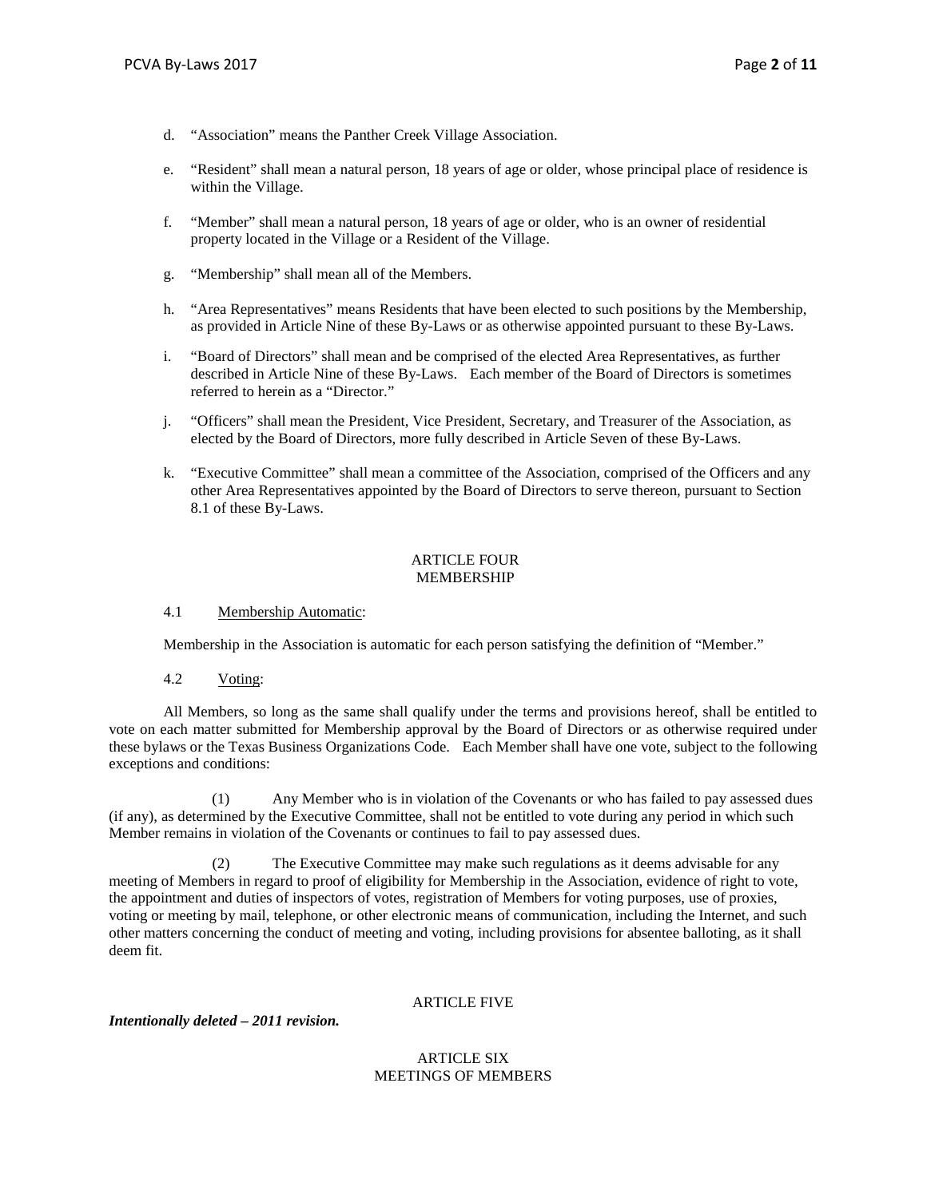d. "Association" means the Panther Creek Village Association.

e. "Resident" shall mean a natural person, 18 years of age or older, whose principal place of residence is within the Village.

f. "Member" shall mean a natural person, 18 years of age or older, who is an owner of residential property located in the Village or a Resident of the Village.

g. "Membership" shall mean all of the Members.

h. "Area Representatives" means Residents that have been elected to such positions by the Membership, as provided in Article Nine of these By-Laws or as otherwise appointed pursuant to these By-Laws.

i. "Board of Directors" shall mean and be comprised of the elected Area Representatives, as further described in Article Nine of these By-Laws. Each member of the Board of Directors is sometimes referred to herein as a "Director."

j. "Officers" shall mean the President, Vice President, Secretary, and Treasurer of the Association, as elected by the Board of Directors, more fully described in Article Seven of these By-Laws.

k. "Executive Committee" shall mean a committee of the Association, comprised of the Officers and any other Area Representatives appointed by the Board of Directors to serve thereon, pursuant to Section 8.1 of these By-Laws.

## ARTICLE FOUR
## MEMBERSHIP

4.1 Membership Automatic:

Membership in the Association is automatic for each person satisfying the definition of "Member."

4.2 Voting:

All Members, so long as the same shall qualify under the terms and provisions hereof, shall be entitled to vote on each matter submitted for Membership approval by the Board of Directors or as otherwise required under these bylaws or the Texas Business Organizations Code. Each Member shall have one vote, subject to the following exceptions and conditions:

(1) Any Member who is in violation of the Covenants or who has failed to pay assessed dues (if any), as determined by the Executive Committee, shall not be entitled to vote during any period in which such Member remains in violation of the Covenants or continues to fail to pay assessed dues.

(2) The Executive Committee may make such regulations as it deems advisable for any meeting of Members in regard to proof of eligibility for Membership in the Association, evidence of right to vote, the appointment and duties of inspectors of votes, registration of Members for voting purposes, use of proxies, voting or meeting by mail, telephone, or other electronic means of communication, including the Internet, and such other matters concerning the conduct of meeting and voting, including provisions for absentee balloting, as it shall deem fit.

## ARTICLE FIVE

***Intentionally deleted – 2011 revision.***

## ARTICLE SIX
## MEETINGS OF MEMBERS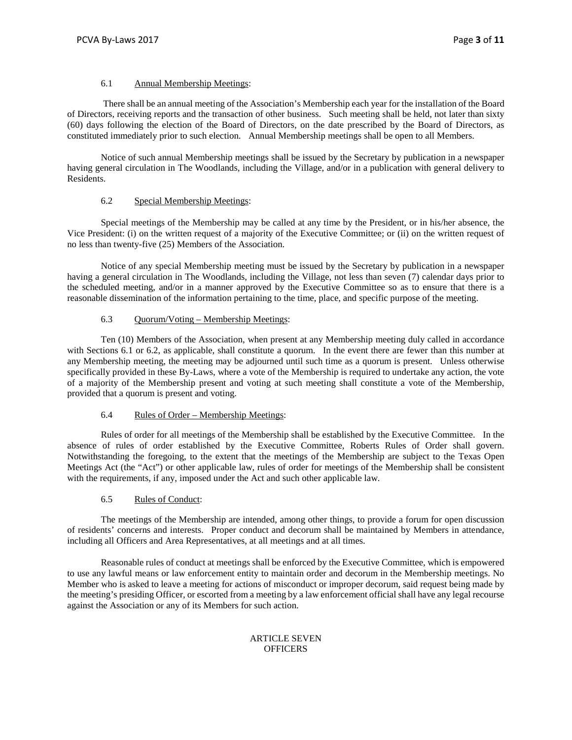6.1 Annual Membership Meetings:

There shall be an annual meeting of the Association's Membership each year for the installation of the Board of Directors, receiving reports and the transaction of other business. Such meeting shall be held, not later than sixty (60) days following the election of the Board of Directors, on the date prescribed by the Board of Directors, as constituted immediately prior to such election. Annual Membership meetings shall be open to all Members.

Notice of such annual Membership meetings shall be issued by the Secretary by publication in a newspaper having general circulation in The Woodlands, including the Village, and/or in a publication with general delivery to Residents.

6.2 Special Membership Meetings:

Special meetings of the Membership may be called at any time by the President, or in his/her absence, the Vice President: (i) on the written request of a majority of the Executive Committee; or (ii) on the written request of no less than twenty-five (25) Members of the Association.

Notice of any special Membership meeting must be issued by the Secretary by publication in a newspaper having a general circulation in The Woodlands, including the Village, not less than seven (7) calendar days prior to the scheduled meeting, and/or in a manner approved by the Executive Committee so as to ensure that there is a reasonable dissemination of the information pertaining to the time, place, and specific purpose of the meeting.

6.3 Quorum/Voting – Membership Meetings:

Ten (10) Members of the Association, when present at any Membership meeting duly called in accordance with Sections 6.1 or 6.2, as applicable, shall constitute a quorum. In the event there are fewer than this number at any Membership meeting, the meeting may be adjourned until such time as a quorum is present. Unless otherwise specifically provided in these By-Laws, where a vote of the Membership is required to undertake any action, the vote of a majority of the Membership present and voting at such meeting shall constitute a vote of the Membership, provided that a quorum is present and voting.

6.4 Rules of Order – Membership Meetings:

Rules of order for all meetings of the Membership shall be established by the Executive Committee. In the absence of rules of order established by the Executive Committee, Roberts Rules of Order shall govern. Notwithstanding the foregoing, to the extent that the meetings of the Membership are subject to the Texas Open Meetings Act (the "Act") or other applicable law, rules of order for meetings of the Membership shall be consistent with the requirements, if any, imposed under the Act and such other applicable law.

6.5 Rules of Conduct:

The meetings of the Membership are intended, among other things, to provide a forum for open discussion of residents' concerns and interests. Proper conduct and decorum shall be maintained by Members in attendance, including all Officers and Area Representatives, at all meetings and at all times.

Reasonable rules of conduct at meetings shall be enforced by the Executive Committee, which is empowered to use any lawful means or law enforcement entity to maintain order and decorum in the Membership meetings. No Member who is asked to leave a meeting for actions of misconduct or improper decorum, said request being made by the meeting's presiding Officer, or escorted from a meeting by a law enforcement official shall have any legal recourse against the Association or any of its Members for such action.

## ARTICLE SEVEN
## OFFICERS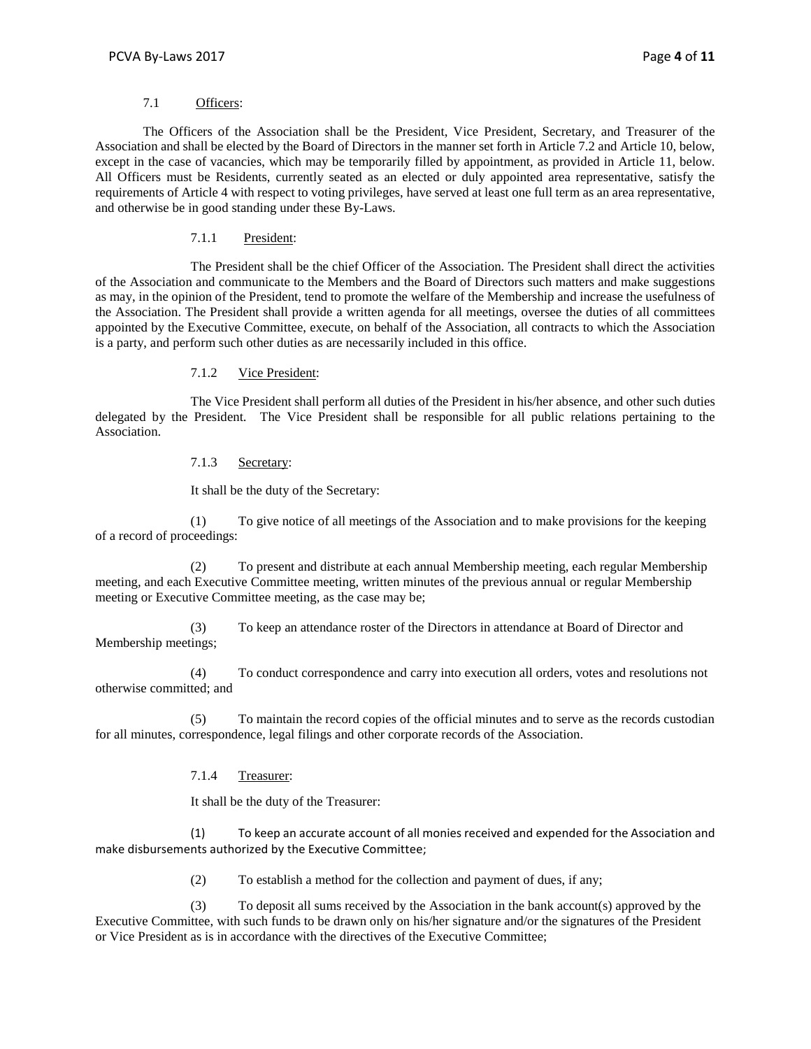### 7.1 Officers:

The Officers of the Association shall be the President, Vice President, Secretary, and Treasurer of the Association and shall be elected by the Board of Directors in the manner set forth in Article 7.2 and Article 10, below, except in the case of vacancies, which may be temporarily filled by appointment, as provided in Article 11, below. All Officers must be Residents, currently seated as an elected or duly appointed area representative, satisfy the requirements of Article 4 with respect to voting privileges, have served at least one full term as an area representative, and otherwise be in good standing under these By-Laws.

#### 7.1.1 President:

The President shall be the chief Officer of the Association. The President shall direct the activities of the Association and communicate to the Members and the Board of Directors such matters and make suggestions as may, in the opinion of the President, tend to promote the welfare of the Membership and increase the usefulness of the Association. The President shall provide a written agenda for all meetings, oversee the duties of all committees appointed by the Executive Committee, execute, on behalf of the Association, all contracts to which the Association is a party, and perform such other duties as are necessarily included in this office.

#### 7.1.2 Vice President:

The Vice President shall perform all duties of the President in his/her absence, and other such duties delegated by the President. The Vice President shall be responsible for all public relations pertaining to the Association.

#### 7.1.3 Secretary:

It shall be the duty of the Secretary:

(1) To give notice of all meetings of the Association and to make provisions for the keeping of a record of proceedings:

(2) To present and distribute at each annual Membership meeting, each regular Membership meeting, and each Executive Committee meeting, written minutes of the previous annual or regular Membership meeting or Executive Committee meeting, as the case may be;

(3) To keep an attendance roster of the Directors in attendance at Board of Director and Membership meetings;

(4) To conduct correspondence and carry into execution all orders, votes and resolutions not otherwise committed; and

(5) To maintain the record copies of the official minutes and to serve as the records custodian for all minutes, correspondence, legal filings and other corporate records of the Association.

#### 7.1.4 Treasurer:

It shall be the duty of the Treasurer:

(1) To keep an accurate account of all monies received and expended for the Association and make disbursements authorized by the Executive Committee;

(2) To establish a method for the collection and payment of dues, if any;

(3) To deposit all sums received by the Association in the bank account(s) approved by the Executive Committee, with such funds to be drawn only on his/her signature and/or the signatures of the President or Vice President as is in accordance with the directives of the Executive Committee;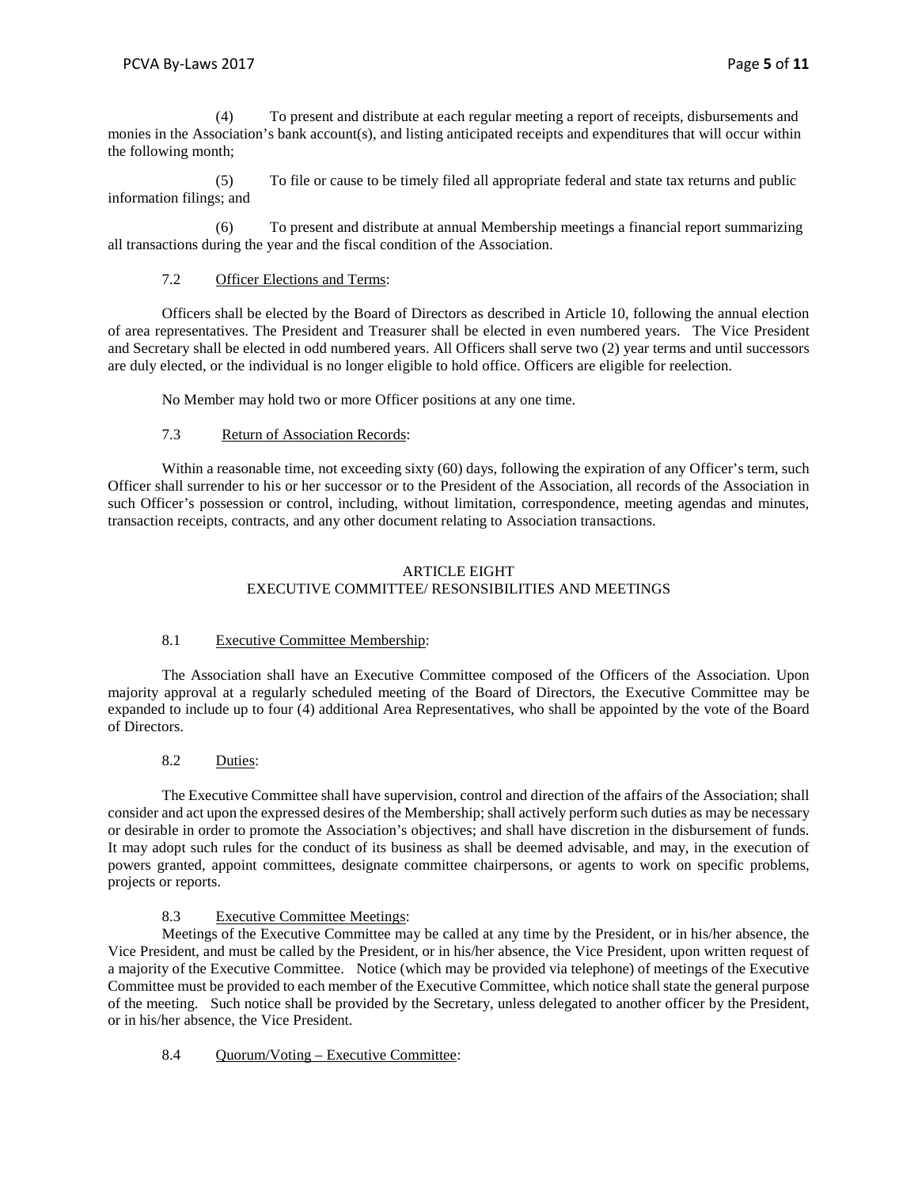(4) To present and distribute at each regular meeting a report of receipts, disbursements and monies in the Association's bank account(s), and listing anticipated receipts and expenditures that will occur within the following month;

(5) To file or cause to be timely filed all appropriate federal and state tax returns and public information filings; and

(6) To present and distribute at annual Membership meetings a financial report summarizing all transactions during the year and the fiscal condition of the Association.

7.2 Officer Elections and Terms:

Officers shall be elected by the Board of Directors as described in Article 10, following the annual election of area representatives. The President and Treasurer shall be elected in even numbered years. The Vice President and Secretary shall be elected in odd numbered years. All Officers shall serve two (2) year terms and until successors are duly elected, or the individual is no longer eligible to hold office. Officers are eligible for reelection.

No Member may hold two or more Officer positions at any one time.

7.3 Return of Association Records:

Within a reasonable time, not exceeding sixty (60) days, following the expiration of any Officer's term, such Officer shall surrender to his or her successor or to the President of the Association, all records of the Association in such Officer's possession or control, including, without limitation, correspondence, meeting agendas and minutes, transaction receipts, contracts, and any other document relating to Association transactions.

## ARTICLE EIGHT
## EXECUTIVE COMMITTEE/ RESONSIBILITIES AND MEETINGS

8.1 Executive Committee Membership:

The Association shall have an Executive Committee composed of the Officers of the Association. Upon majority approval at a regularly scheduled meeting of the Board of Directors, the Executive Committee may be expanded to include up to four (4) additional Area Representatives, who shall be appointed by the vote of the Board of Directors.

8.2 Duties:

The Executive Committee shall have supervision, control and direction of the affairs of the Association; shall consider and act upon the expressed desires of the Membership; shall actively perform such duties as may be necessary or desirable in order to promote the Association's objectives; and shall have discretion in the disbursement of funds. It may adopt such rules for the conduct of its business as shall be deemed advisable, and may, in the execution of powers granted, appoint committees, designate committee chairpersons, or agents to work on specific problems, projects or reports.

8.3 Executive Committee Meetings:

Meetings of the Executive Committee may be called at any time by the President, or in his/her absence, the Vice President, and must be called by the President, or in his/her absence, the Vice President, upon written request of a majority of the Executive Committee. Notice (which may be provided via telephone) of meetings of the Executive Committee must be provided to each member of the Executive Committee, which notice shall state the general purpose of the meeting. Such notice shall be provided by the Secretary, unless delegated to another officer by the President, or in his/her absence, the Vice President.

8.4 Quorum/Voting – Executive Committee: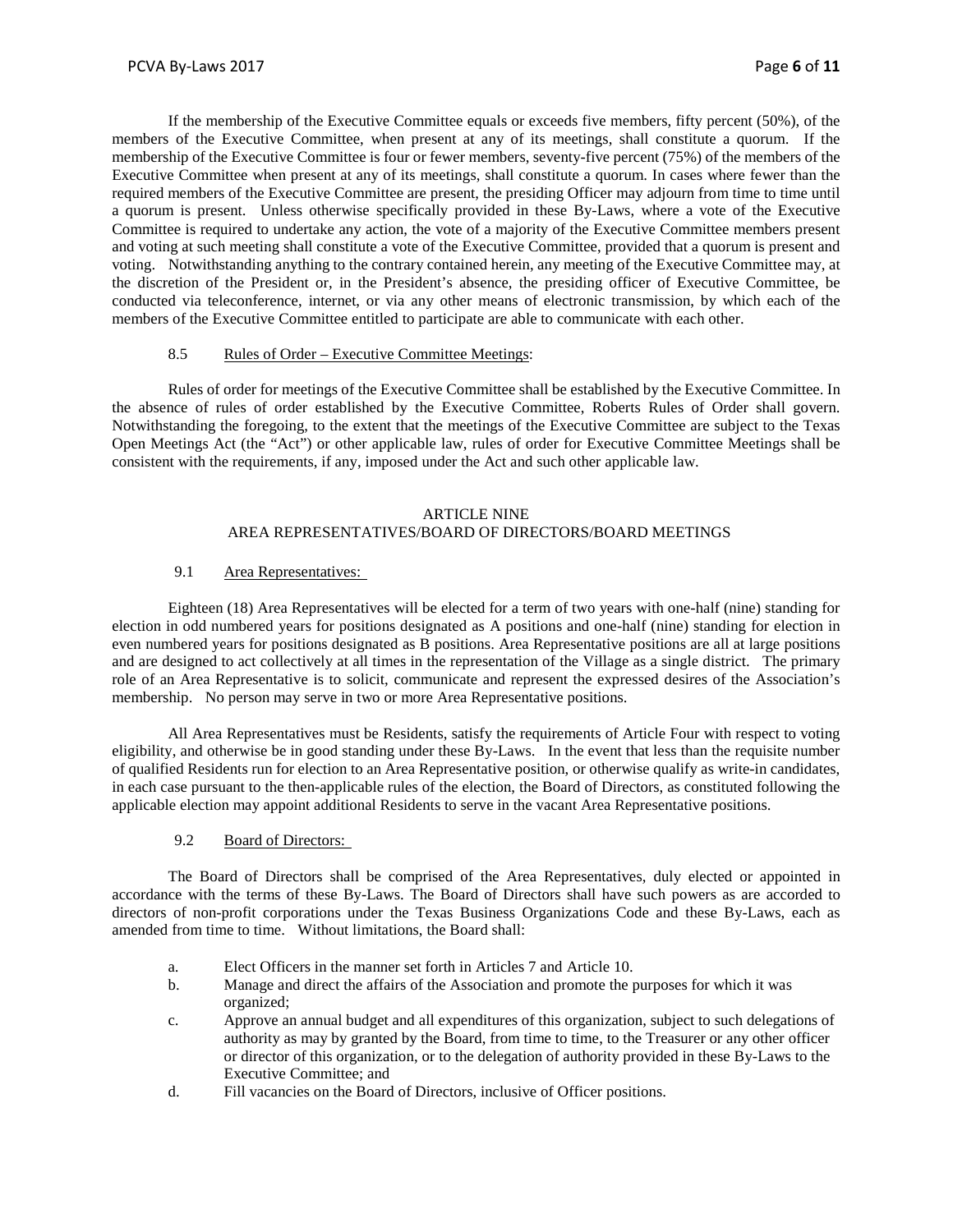If the membership of the Executive Committee equals or exceeds five members, fifty percent (50%), of the members of the Executive Committee, when present at any of its meetings, shall constitute a quorum. If the membership of the Executive Committee is four or fewer members, seventy-five percent (75%) of the members of the Executive Committee when present at any of its meetings, shall constitute a quorum. In cases where fewer than the required members of the Executive Committee are present, the presiding Officer may adjourn from time to time until a quorum is present. Unless otherwise specifically provided in these By-Laws, where a vote of the Executive Committee is required to undertake any action, the vote of a majority of the Executive Committee members present and voting at such meeting shall constitute a vote of the Executive Committee, provided that a quorum is present and voting. Notwithstanding anything to the contrary contained herein, any meeting of the Executive Committee may, at the discretion of the President or, in the President's absence, the presiding officer of Executive Committee, be conducted via teleconference, internet, or via any other means of electronic transmission, by which each of the members of the Executive Committee entitled to participate are able to communicate with each other.

8.5 Rules of Order – Executive Committee Meetings:

Rules of order for meetings of the Executive Committee shall be established by the Executive Committee. In the absence of rules of order established by the Executive Committee, Roberts Rules of Order shall govern. Notwithstanding the foregoing, to the extent that the meetings of the Executive Committee are subject to the Texas Open Meetings Act (the "Act") or other applicable law, rules of order for Executive Committee Meetings shall be consistent with the requirements, if any, imposed under the Act and such other applicable law.

## ARTICLE NINE
## AREA REPRESENTATIVES/BOARD OF DIRECTORS/BOARD MEETINGS

9.1 Area Representatives:

Eighteen (18) Area Representatives will be elected for a term of two years with one-half (nine) standing for election in odd numbered years for positions designated as A positions and one-half (nine) standing for election in even numbered years for positions designated as B positions. Area Representative positions are all at large positions and are designed to act collectively at all times in the representation of the Village as a single district. The primary role of an Area Representative is to solicit, communicate and represent the expressed desires of the Association's membership. No person may serve in two or more Area Representative positions.

All Area Representatives must be Residents, satisfy the requirements of Article Four with respect to voting eligibility, and otherwise be in good standing under these By-Laws. In the event that less than the requisite number of qualified Residents run for election to an Area Representative position, or otherwise qualify as write-in candidates, in each case pursuant to the then-applicable rules of the election, the Board of Directors, as constituted following the applicable election may appoint additional Residents to serve in the vacant Area Representative positions.

9.2 Board of Directors:

The Board of Directors shall be comprised of the Area Representatives, duly elected or appointed in accordance with the terms of these By-Laws. The Board of Directors shall have such powers as are accorded to directors of non-profit corporations under the Texas Business Organizations Code and these By-Laws, each as amended from time to time. Without limitations, the Board shall:

a. Elect Officers in the manner set forth in Articles 7 and Article 10.
b. Manage and direct the affairs of the Association and promote the purposes for which it was organized;
c. Approve an annual budget and all expenditures of this organization, subject to such delegations of authority as may by granted by the Board, from time to time, to the Treasurer or any other officer or director of this organization, or to the delegation of authority provided in these By-Laws to the Executive Committee; and
d. Fill vacancies on the Board of Directors, inclusive of Officer positions.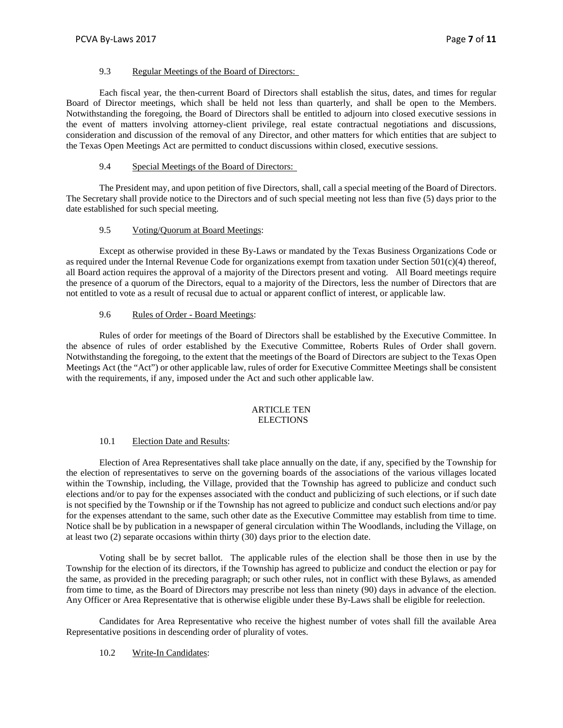9.3 Regular Meetings of the Board of Directors:

Each fiscal year, the then-current Board of Directors shall establish the situs, dates, and times for regular Board of Director meetings, which shall be held not less than quarterly, and shall be open to the Members. Notwithstanding the foregoing, the Board of Directors shall be entitled to adjourn into closed executive sessions in the event of matters involving attorney-client privilege, real estate contractual negotiations and discussions, consideration and discussion of the removal of any Director, and other matters for which entities that are subject to the Texas Open Meetings Act are permitted to conduct discussions within closed, executive sessions.

9.4 Special Meetings of the Board of Directors:

The President may, and upon petition of five Directors, shall, call a special meeting of the Board of Directors. The Secretary shall provide notice to the Directors and of such special meeting not less than five (5) days prior to the date established for such special meeting.

9.5 Voting/Quorum at Board Meetings:

Except as otherwise provided in these By-Laws or mandated by the Texas Business Organizations Code or as required under the Internal Revenue Code for organizations exempt from taxation under Section 501(c)(4) thereof, all Board action requires the approval of a majority of the Directors present and voting. All Board meetings require the presence of a quorum of the Directors, equal to a majority of the Directors, less the number of Directors that are not entitled to vote as a result of recusal due to actual or apparent conflict of interest, or applicable law.

9.6 Rules of Order - Board Meetings:

Rules of order for meetings of the Board of Directors shall be established by the Executive Committee. In the absence of rules of order established by the Executive Committee, Roberts Rules of Order shall govern. Notwithstanding the foregoing, to the extent that the meetings of the Board of Directors are subject to the Texas Open Meetings Act (the "Act") or other applicable law, rules of order for Executive Committee Meetings shall be consistent with the requirements, if any, imposed under the Act and such other applicable law.

## ARTICLE TEN
## ELECTIONS

10.1 Election Date and Results:

Election of Area Representatives shall take place annually on the date, if any, specified by the Township for the election of representatives to serve on the governing boards of the associations of the various villages located within the Township, including, the Village, provided that the Township has agreed to publicize and conduct such elections and/or to pay for the expenses associated with the conduct and publicizing of such elections, or if such date is not specified by the Township or if the Township has not agreed to publicize and conduct such elections and/or pay for the expenses attendant to the same, such other date as the Executive Committee may establish from time to time. Notice shall be by publication in a newspaper of general circulation within The Woodlands, including the Village, on at least two (2) separate occasions within thirty (30) days prior to the election date.

Voting shall be by secret ballot. The applicable rules of the election shall be those then in use by the Township for the election of its directors, if the Township has agreed to publicize and conduct the election or pay for the same, as provided in the preceding paragraph; or such other rules, not in conflict with these Bylaws, as amended from time to time, as the Board of Directors may prescribe not less than ninety (90) days in advance of the election. Any Officer or Area Representative that is otherwise eligible under these By-Laws shall be eligible for reelection.

Candidates for Area Representative who receive the highest number of votes shall fill the available Area Representative positions in descending order of plurality of votes.

10.2 Write-In Candidates: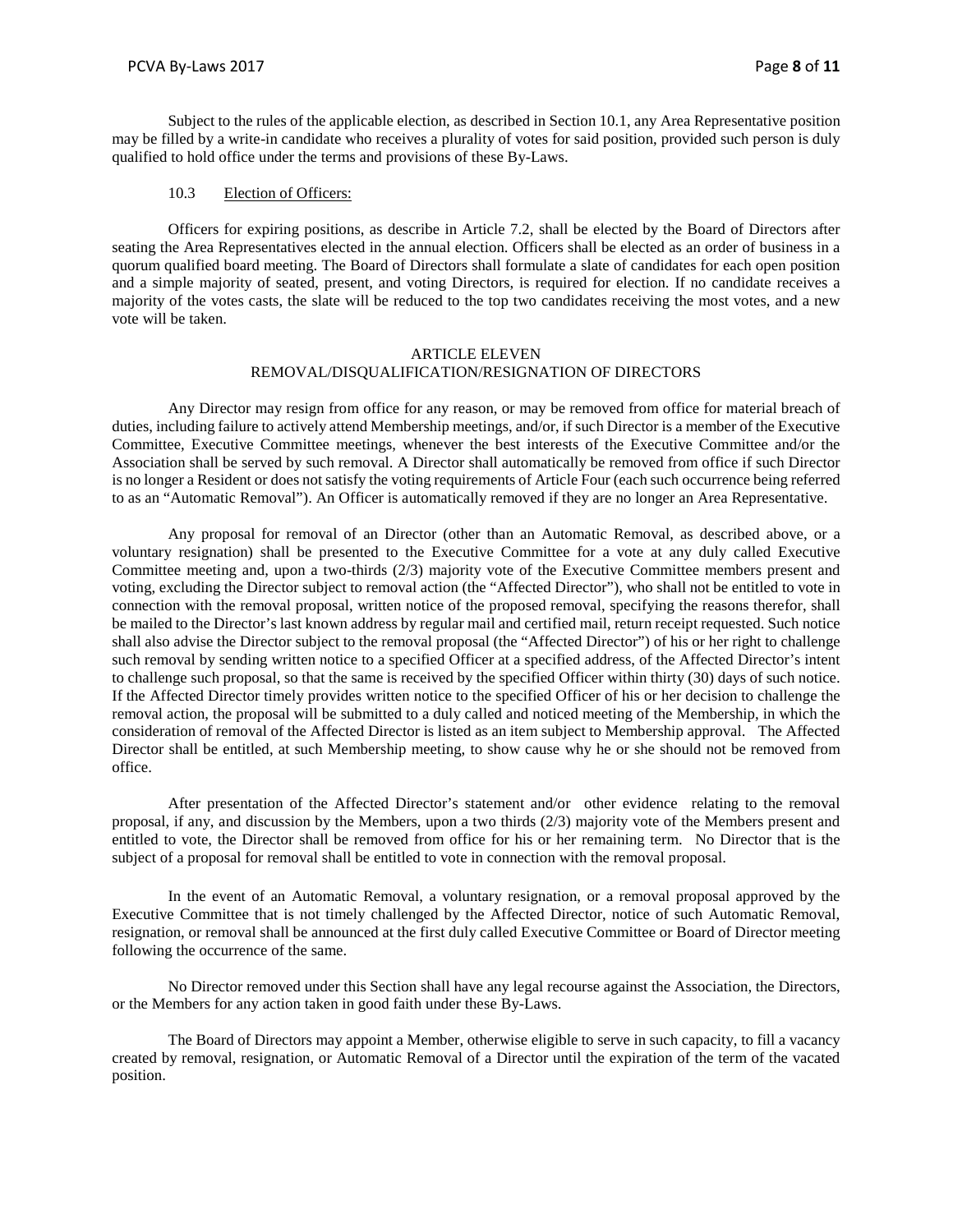Subject to the rules of the applicable election, as described in Section 10.1, any Area Representative position may be filled by a write-in candidate who receives a plurality of votes for said position, provided such person is duly qualified to hold office under the terms and provisions of these By-Laws.

10.3 Election of Officers:

Officers for expiring positions, as describe in Article 7.2, shall be elected by the Board of Directors after seating the Area Representatives elected in the annual election. Officers shall be elected as an order of business in a quorum qualified board meeting. The Board of Directors shall formulate a slate of candidates for each open position and a simple majority of seated, present, and voting Directors, is required for election. If no candidate receives a majority of the votes casts, the slate will be reduced to the top two candidates receiving the most votes, and a new vote will be taken.

## ARTICLE ELEVEN
## REMOVAL/DISQUALIFICATION/RESIGNATION OF DIRECTORS

Any Director may resign from office for any reason, or may be removed from office for material breach of duties, including failure to actively attend Membership meetings, and/or, if such Director is a member of the Executive Committee, Executive Committee meetings, whenever the best interests of the Executive Committee and/or the Association shall be served by such removal. A Director shall automatically be removed from office if such Director is no longer a Resident or does not satisfy the voting requirements of Article Four (each such occurrence being referred to as an "Automatic Removal"). An Officer is automatically removed if they are no longer an Area Representative.

Any proposal for removal of an Director (other than an Automatic Removal, as described above, or a voluntary resignation) shall be presented to the Executive Committee for a vote at any duly called Executive Committee meeting and, upon a two-thirds (2/3) majority vote of the Executive Committee members present and voting, excluding the Director subject to removal action (the "Affected Director"), who shall not be entitled to vote in connection with the removal proposal, written notice of the proposed removal, specifying the reasons therefor, shall be mailed to the Director's last known address by regular mail and certified mail, return receipt requested. Such notice shall also advise the Director subject to the removal proposal (the "Affected Director") of his or her right to challenge such removal by sending written notice to a specified Officer at a specified address, of the Affected Director's intent to challenge such proposal, so that the same is received by the specified Officer within thirty (30) days of such notice. If the Affected Director timely provides written notice to the specified Officer of his or her decision to challenge the removal action, the proposal will be submitted to a duly called and noticed meeting of the Membership, in which the consideration of removal of the Affected Director is listed as an item subject to Membership approval. The Affected Director shall be entitled, at such Membership meeting, to show cause why he or she should not be removed from office.

After presentation of the Affected Director's statement and/or other evidence relating to the removal proposal, if any, and discussion by the Members, upon a two thirds (2/3) majority vote of the Members present and entitled to vote, the Director shall be removed from office for his or her remaining term. No Director that is the subject of a proposal for removal shall be entitled to vote in connection with the removal proposal.

In the event of an Automatic Removal, a voluntary resignation, or a removal proposal approved by the Executive Committee that is not timely challenged by the Affected Director, notice of such Automatic Removal, resignation, or removal shall be announced at the first duly called Executive Committee or Board of Director meeting following the occurrence of the same.

No Director removed under this Section shall have any legal recourse against the Association, the Directors, or the Members for any action taken in good faith under these By-Laws.

The Board of Directors may appoint a Member, otherwise eligible to serve in such capacity, to fill a vacancy created by removal, resignation, or Automatic Removal of a Director until the expiration of the term of the vacated position.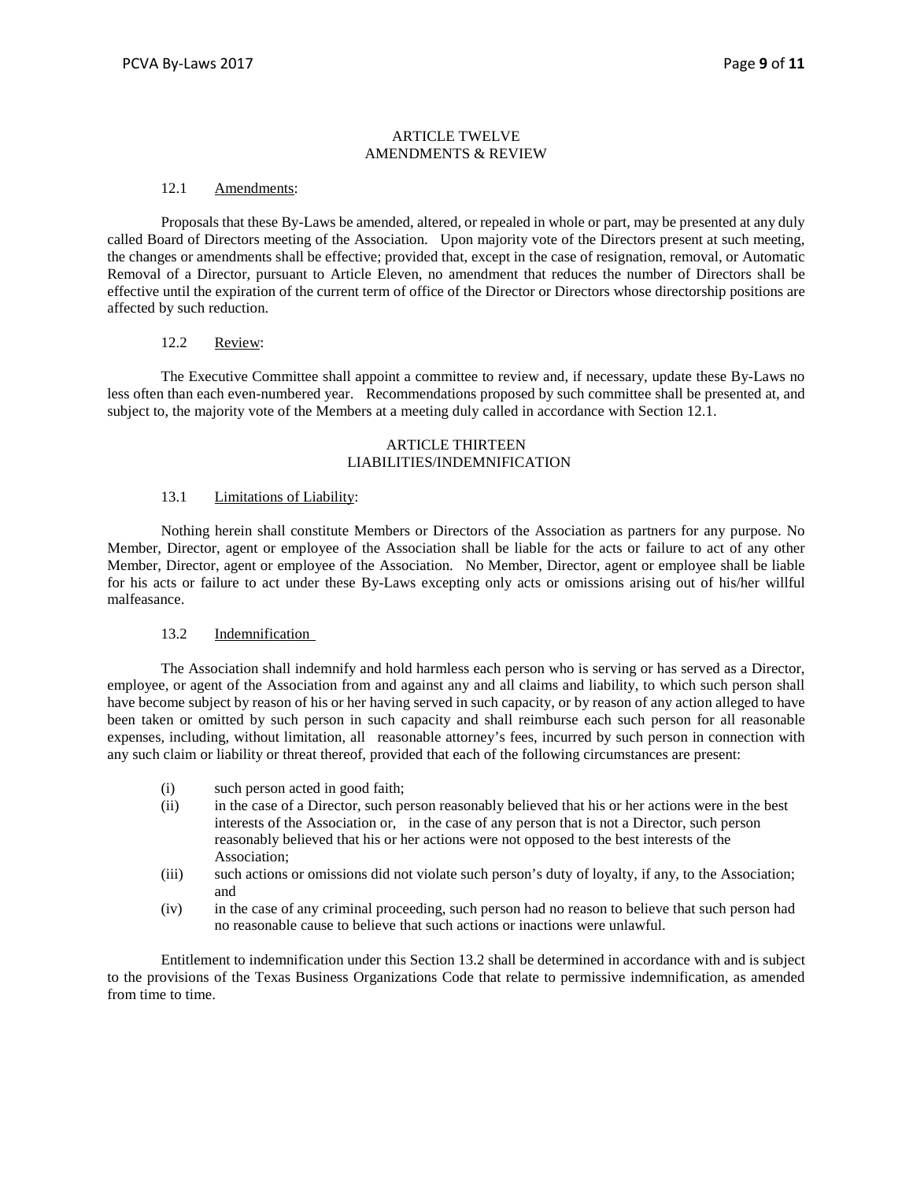## ARTICLE TWELVE
## AMENDMENTS & REVIEW

12.1 Amendments:

Proposals that these By-Laws be amended, altered, or repealed in whole or part, may be presented at any duly called Board of Directors meeting of the Association. Upon majority vote of the Directors present at such meeting, the changes or amendments shall be effective; provided that, except in the case of resignation, removal, or Automatic Removal of a Director, pursuant to Article Eleven, no amendment that reduces the number of Directors shall be effective until the expiration of the current term of office of the Director or Directors whose directorship positions are affected by such reduction.

12.2 Review:

The Executive Committee shall appoint a committee to review and, if necessary, update these By-Laws no less often than each even-numbered year. Recommendations proposed by such committee shall be presented at, and subject to, the majority vote of the Members at a meeting duly called in accordance with Section 12.1.

## ARTICLE THIRTEEN
## LIABILITIES/INDEMNIFICATION

13.1 Limitations of Liability:

Nothing herein shall constitute Members or Directors of the Association as partners for any purpose. No Member, Director, agent or employee of the Association shall be liable for the acts or failure to act of any other Member, Director, agent or employee of the Association. No Member, Director, agent or employee shall be liable for his acts or failure to act under these By-Laws excepting only acts or omissions arising out of his/her willful malfeasance.

13.2 Indemnification

The Association shall indemnify and hold harmless each person who is serving or has served as a Director, employee, or agent of the Association from and against any and all claims and liability, to which such person shall have become subject by reason of his or her having served in such capacity, or by reason of any action alleged to have been taken or omitted by such person in such capacity and shall reimburse each such person for all reasonable expenses, including, without limitation, all reasonable attorney's fees, incurred by such person in connection with any such claim or liability or threat thereof, provided that each of the following circumstances are present:

- (i) such person acted in good faith;
- (ii) in the case of a Director, such person reasonably believed that his or her actions were in the best interests of the Association or, in the case of any person that is not a Director, such person reasonably believed that his or her actions were not opposed to the best interests of the Association;
- (iii) such actions or omissions did not violate such person's duty of loyalty, if any, to the Association; and
- (iv) in the case of any criminal proceeding, such person had no reason to believe that such person had no reasonable cause to believe that such actions or inactions were unlawful.

Entitlement to indemnification under this Section 13.2 shall be determined in accordance with and is subject to the provisions of the Texas Business Organizations Code that relate to permissive indemnification, as amended from time to time.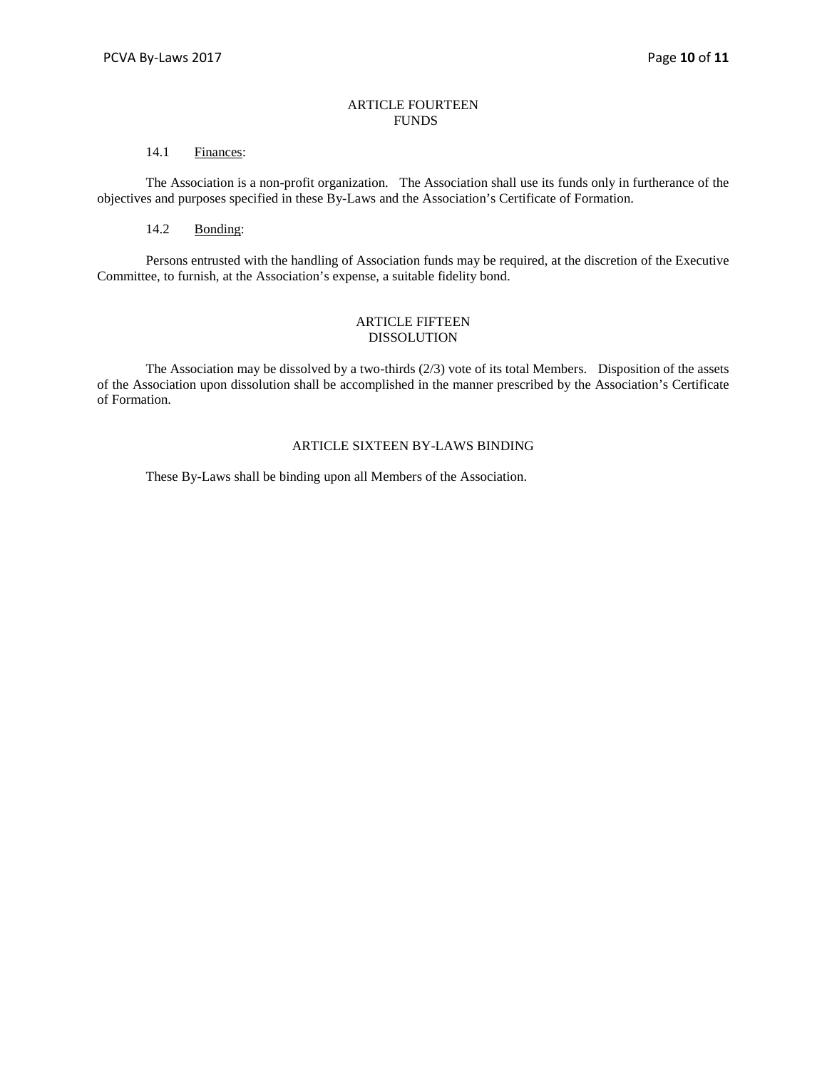## ARTICLE FOURTEEN
## FUNDS

14.1 Finances:

The Association is a non-profit organization. The Association shall use its funds only in furtherance of the objectives and purposes specified in these By-Laws and the Association's Certificate of Formation.

14.2 Bonding:

Persons entrusted with the handling of Association funds may be required, at the discretion of the Executive Committee, to furnish, at the Association's expense, a suitable fidelity bond.

## ARTICLE FIFTEEN
## DISSOLUTION

The Association may be dissolved by a two-thirds (2/3) vote of its total Members. Disposition of the assets of the Association upon dissolution shall be accomplished in the manner prescribed by the Association's Certificate of Formation.

## ARTICLE SIXTEEN BY-LAWS BINDING

These By-Laws shall be binding upon all Members of the Association.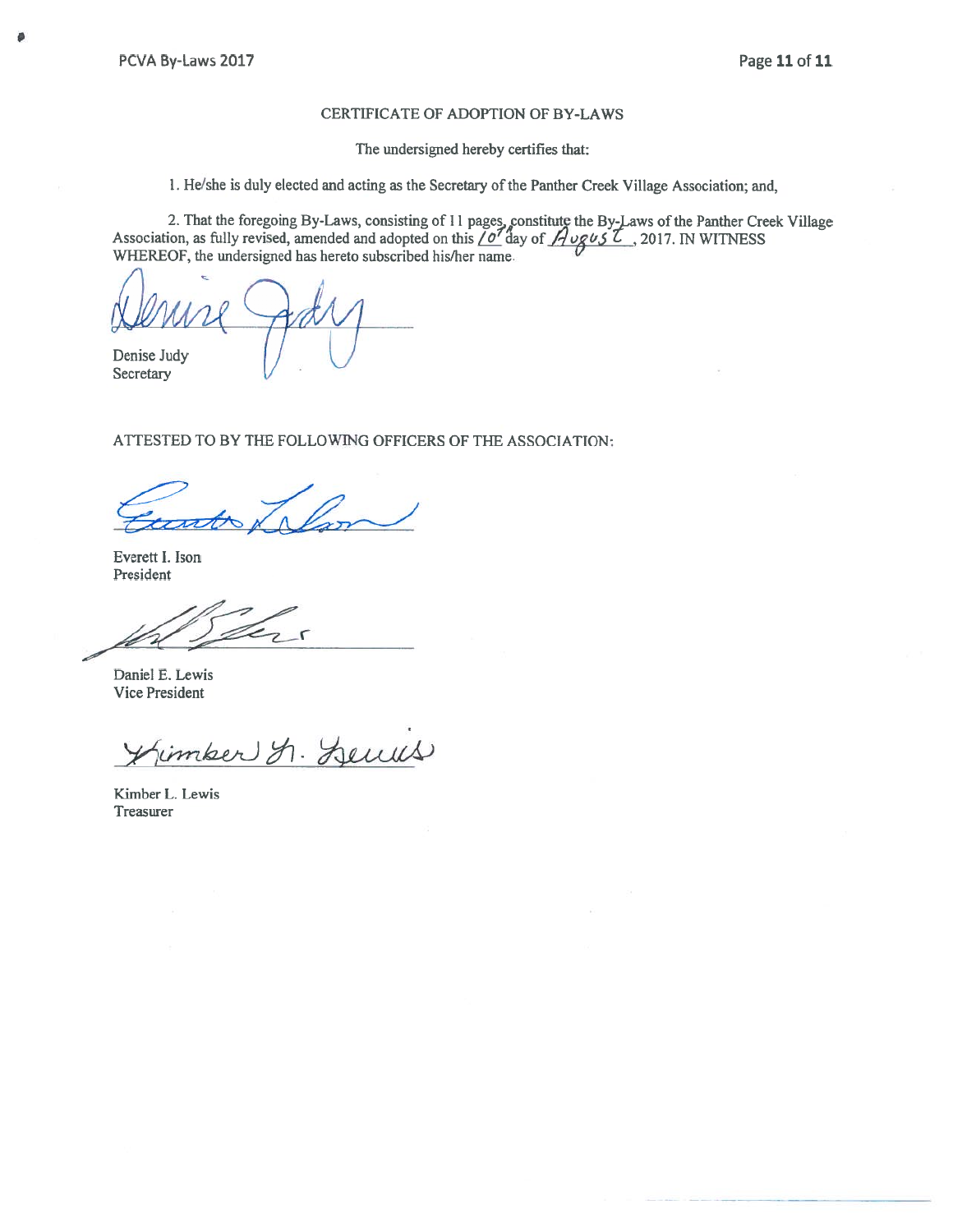CERTIFICATE OF ADOPTION OF BY-LAWS

The undersigned hereby certifies that:

1. He/she is duly elected and acting as the Secretary of the Panther Creek Village Association; and,

2. That the foregoing By-Laws, consisting of 11 pages, constitute the By-Laws of the Panther Creek Village Association, as fully revised, amended and adopted on this 10th day of August, 2017. IN WITNESS WHEREOF, the undersigned has hereto subscribed his/her name.

Denise Judy
Secretary

ATTESTED TO BY THE FOLLOWING OFFICERS OF THE ASSOCIATION:

Everett I. Ison
President

Daniel E. Lewis
Vice President

Kimber L. Lewis
Treasurer